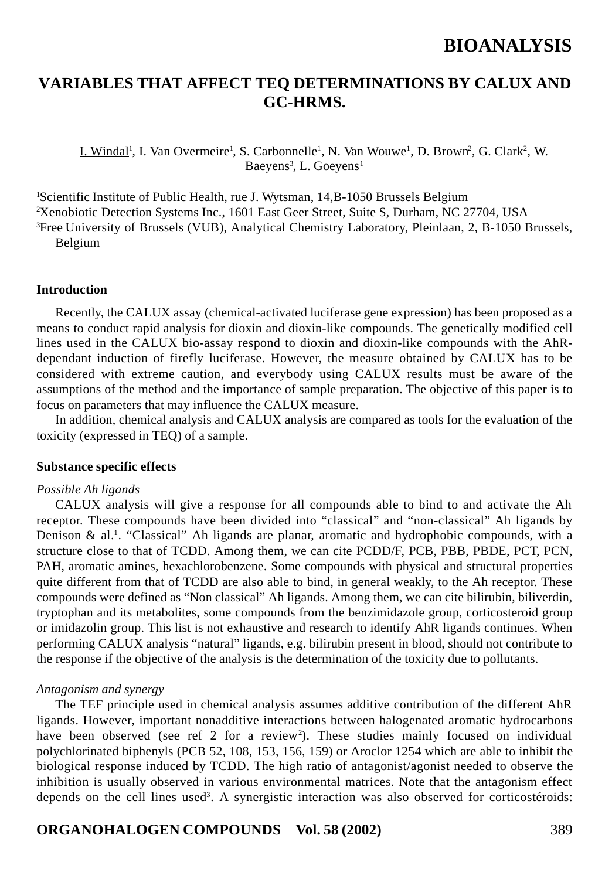BIOANALYSIS

# VARIABLES THAT AFFECT TEQ DETERMINATIONS BY CALUX AND GC-HRMS.

I. Windal[1], I. Van Overmeire[1], S. Carbonnelle[1], N. Van Wouwe[1], D. Brown[2], G. Clark[2], W. Baeyens[3], L. Goeyens[1]

[1]Scientific Institute of Public Health, rue J. Wytsman, 14,B-1050 Brussels Belgium
[2]Xenobiotic Detection Systems Inc., 1601 East Geer Street, Suite S, Durham, NC 27704, USA
[3]Free University of Brussels (VUB), Analytical Chemistry Laboratory, Pleinlaan, 2, B-1050 Brussels, Belgium

## Introduction

Recently, the CALUX assay (chemical-activated luciferase gene expression) has been proposed as a means to conduct rapid analysis for dioxin and dioxin-like compounds. The genetically modified cell lines used in the CALUX bio-assay respond to dioxin and dioxin-like compounds with the AhR-dependant induction of firefly luciferase. However, the measure obtained by CALUX has to be considered with extreme caution, and everybody using CALUX results must be aware of the assumptions of the method and the importance of sample preparation. The objective of this paper is to focus on parameters that may influence the CALUX measure.

In addition, chemical analysis and CALUX analysis are compared as tools for the evaluation of the toxicity (expressed in TEQ) of a sample.

## Substance specific effects

*Possible Ah ligands*

CALUX analysis will give a response for all compounds able to bind to and activate the Ah receptor. These compounds have been divided into "classical" and "non-classical" Ah ligands by Denison & al.[1]. "Classical" Ah ligands are planar, aromatic and hydrophobic compounds, with a structure close to that of TCDD. Among them, we can cite PCDD/F, PCB, PBB, PBDE, PCT, PCN, PAH, aromatic amines, hexachlorobenzene. Some compounds with physical and structural properties quite different from that of TCDD are also able to bind, in general weakly, to the Ah receptor. These compounds were defined as "Non classical" Ah ligands. Among them, we can cite bilirubin, biliverdin, tryptophan and its metabolites, some compounds from the benzimidazole group, corticosteroid group or imidazolin group. This list is not exhaustive and research to identify AhR ligands continues. When performing CALUX analysis "natural" ligands, e.g. bilirubin present in blood, should not contribute to the response if the objective of the analysis is the determination of the toxicity due to pollutants.

*Antagonism and synergy*

The TEF principle used in chemical analysis assumes additive contribution of the different AhR ligands. However, important nonadditive interactions between halogenated aromatic hydrocarbons have been observed (see ref 2 for a review[2]). These studies mainly focused on individual polychlorinated biphenyls (PCB 52, 108, 153, 156, 159) or Aroclor 1254 which are able to inhibit the biological response induced by TCDD. The high ratio of antagonist/agonist needed to observe the inhibition is usually observed in various environmental matrices. Note that the antagonism effect depends on the cell lines used[3]. A synergistic interaction was also observed for corticostéroids: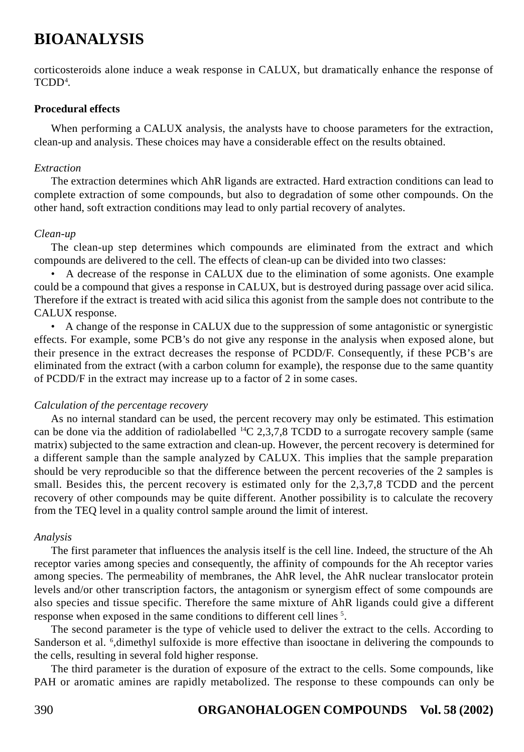corticosteroids alone induce a weak response in CALUX, but dramatically enhance the response of TCDD[4].

**Procedural effects**

When performing a CALUX analysis, the analysts have to choose parameters for the extraction, clean-up and analysis. These choices may have a considerable effect on the results obtained.

*Extraction*

The extraction determines which AhR ligands are extracted. Hard extraction conditions can lead to complete extraction of some compounds, but also to degradation of some other compounds. On the other hand, soft extraction conditions may lead to only partial recovery of analytes.

*Clean-up*

The clean-up step determines which compounds are eliminated from the extract and which compounds are delivered to the cell. The effects of clean-up can be divided into two classes:

- A decrease of the response in CALUX due to the elimination of some agonists. One example could be a compound that gives a response in CALUX, but is destroyed during passage over acid silica. Therefore if the extract is treated with acid silica this agonist from the sample does not contribute to the CALUX response.
- A change of the response in CALUX due to the suppression of some antagonistic or synergistic effects. For example, some PCB's do not give any response in the analysis when exposed alone, but their presence in the extract decreases the response of PCDD/F. Consequently, if these PCB's are eliminated from the extract (with a carbon column for example), the response due to the same quantity of PCDD/F in the extract may increase up to a factor of 2 in some cases.

*Calculation of the percentage recovery*

As no internal standard can be used, the percent recovery may only be estimated. This estimation can be done via the addition of radiolabelled $^{14}C$ 2,3,7,8 TCDD to a surrogate recovery sample (same matrix) subjected to the same extraction and clean-up. However, the percent recovery is determined for a different sample than the sample analyzed by CALUX. This implies that the sample preparation should be very reproducible so that the difference between the percent recoveries of the 2 samples is small. Besides this, the percent recovery is estimated only for the 2,3,7,8 TCDD and the percent recovery of other compounds may be quite different. Another possibility is to calculate the recovery from the TEQ level in a quality control sample around the limit of interest.

*Analysis*

The first parameter that influences the analysis itself is the cell line. Indeed, the structure of the Ah receptor varies among species and consequently, the affinity of compounds for the Ah receptor varies among species. The permeability of membranes, the AhR level, the AhR nuclear translocator protein levels and/or other transcription factors, the antagonism or synergism effect of some compounds are also species and tissue specific. Therefore the same mixture of AhR ligands could give a different response when exposed in the same conditions to different cell lines [5].

The second parameter is the type of vehicle used to deliver the extract to the cells. According to Sanderson et al. [6],dimethyl sulfoxide is more effective than isooctane in delivering the compounds to the cells, resulting in several fold higher response.

The third parameter is the duration of exposure of the extract to the cells. Some compounds, like PAH or aromatic amines are rapidly metabolized. The response to these compounds can only be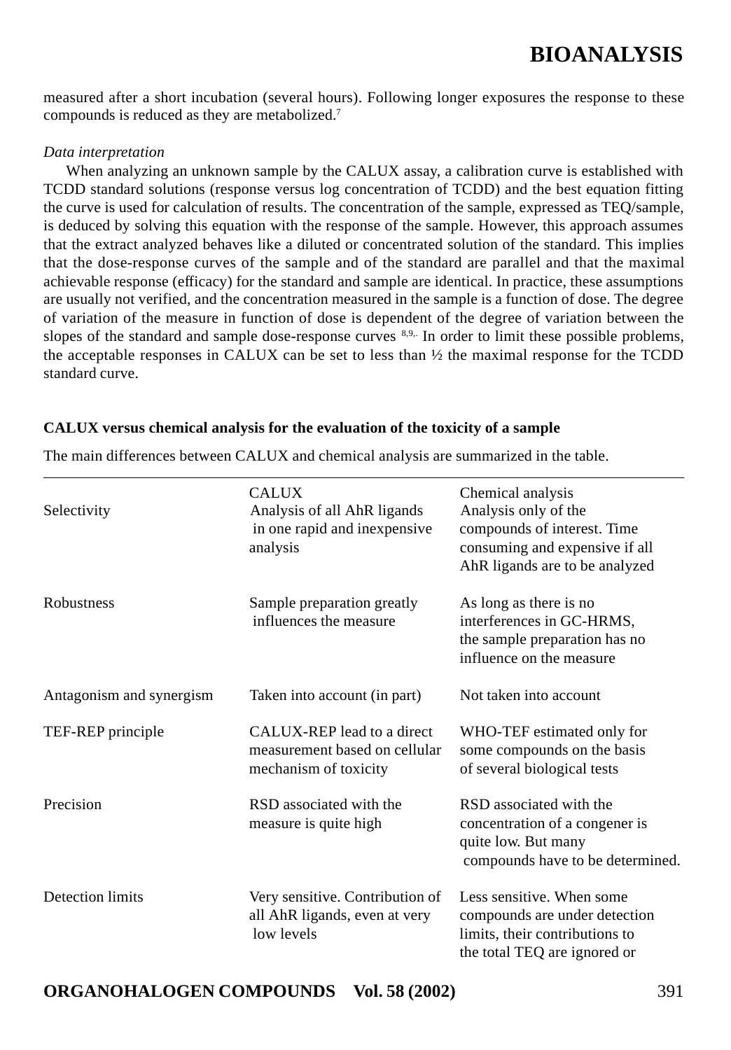measured after a short incubation (several hours). Following longer exposures the response to these compounds is reduced as they are metabolized.[7]

*Data interpretation*

When analyzing an unknown sample by the CALUX assay, a calibration curve is established with TCDD standard solutions (response versus log concentration of TCDD) and the best equation fitting the curve is used for calculation of results. The concentration of the sample, expressed as TEQ/sample, is deduced by solving this equation with the response of the sample. However, this approach assumes that the extract analyzed behaves like a diluted or concentrated solution of the standard. This implies that the dose-response curves of the sample and of the standard are parallel and that the maximal achievable response (efficacy) for the standard and sample are identical. In practice, these assumptions are usually not verified, and the concentration measured in the sample is a function of dose. The degree of variation of the measure in function of dose is dependent of the degree of variation between the slopes of the standard and sample dose-response curves [8,9,]. In order to limit these possible problems, the acceptable responses in CALUX can be set to less than ½ the maximal response for the TCDD standard curve.

**CALUX versus chemical analysis for the evaluation of the toxicity of a sample**

The main differences between CALUX and chemical analysis are summarized in the table.

| | CALUX | Chemical analysis |
|---|---|---|
| Selectivity | Analysis of all AhR ligands in one rapid and inexpensive analysis | Analysis only of the compounds of interest. Time consuming and expensive if all AhR ligands are to be analyzed |
| Robustness | Sample preparation greatly influences the measure | As long as there is no interferences in GC-HRMS, the sample preparation has no influence on the measure |
| Antagonism and synergism | Taken into account (in part) | Not taken into account |
| TEF-REP principle | CALUX-REP lead to a direct measurement based on cellular mechanism of toxicity | WHO-TEF estimated only for some compounds on the basis of several biological tests |
| Precision | RSD associated with the measure is quite high | RSD associated with the concentration of a congener is quite low. But many compounds have to be determined. |
| Detection limits | Very sensitive. Contribution of all AhR ligands, even at very low levels | Less sensitive. When some compounds are under detection limits, their contributions to the total TEQ are ignored or |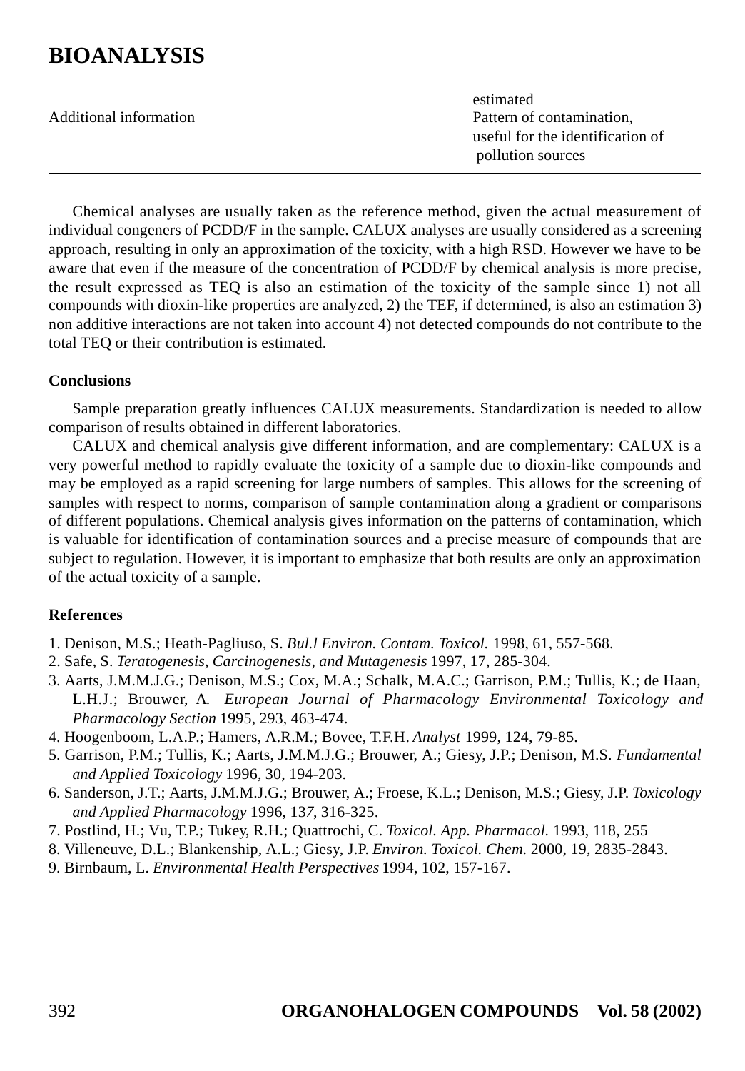| | |
|---|---|
| | estimated |
| Additional information | Pattern of contamination, useful for the identification of pollution sources |

Chemical analyses are usually taken as the reference method, given the actual measurement of individual congeners of PCDD/F in the sample. CALUX analyses are usually considered as a screening approach, resulting in only an approximation of the toxicity, with a high RSD. However we have to be aware that even if the measure of the concentration of PCDD/F by chemical analysis is more precise, the result expressed as TEQ is also an estimation of the toxicity of the sample since 1) not all compounds with dioxin-like properties are analyzed, 2) the TEF, if determined, is also an estimation 3) non additive interactions are not taken into account 4) not detected compounds do not contribute to the total TEQ or their contribution is estimated.

### Conclusions

Sample preparation greatly influences CALUX measurements. Standardization is needed to allow comparison of results obtained in different laboratories.

CALUX and chemical analysis give different information, and are complementary: CALUX is a very powerful method to rapidly evaluate the toxicity of a sample due to dioxin-like compounds and may be employed as a rapid screening for large numbers of samples. This allows for the screening of samples with respect to norms, comparison of sample contamination along a gradient or comparisons of different populations. Chemical analysis gives information on the patterns of contamination, which is valuable for identification of contamination sources and a precise measure of compounds that are subject to regulation. However, it is important to emphasize that both results are only an approximation of the actual toxicity of a sample.

### References

1. Denison, M.S.; Heath-Pagliuso, S. *Bul.l Environ. Contam. Toxicol.* 1998, 61, 557-568.
2. Safe, S. *Teratogenesis, Carcinogenesis, and Mutagenesis* 1997, 17, 285-304.
3. Aarts, J.M.M.J.G.; Denison, M.S.; Cox, M.A.; Schalk, M.A.C.; Garrison, P.M.; Tullis, K.; de Haan, L.H.J.; Brouwer, A. *European Journal of Pharmacology Environmental Toxicology and Pharmacology Section* 1995, 293, 463-474.
4. Hoogenboom, L.A.P.; Hamers, A.R.M.; Bovee, T.F.H. *Analyst* 1999, 124, 79-85.
5. Garrison, P.M.; Tullis, K.; Aarts, J.M.M.J.G.; Brouwer, A.; Giesy, J.P.; Denison, M.S. *Fundamental and Applied Toxicology* 1996, 30, 194-203.
6. Sanderson, J.T.; Aarts, J.M.M.J.G.; Brouwer, A.; Froese, K.L.; Denison, M.S.; Giesy, J.P. *Toxicology and Applied Pharmacology* 1996, 137, 316-325.
7. Postlind, H.; Vu, T.P.; Tukey, R.H.; Quattrochi, C. *Toxicol. App. Pharmacol.* 1993, 118, 255
8. Villeneuve, D.L.; Blankenship, A.L.; Giesy, J.P. *Environ. Toxicol. Chem.* 2000, 19, 2835-2843.
9. Birnbaum, L. *Environmental Health Perspectives* 1994, 102, 157-167.